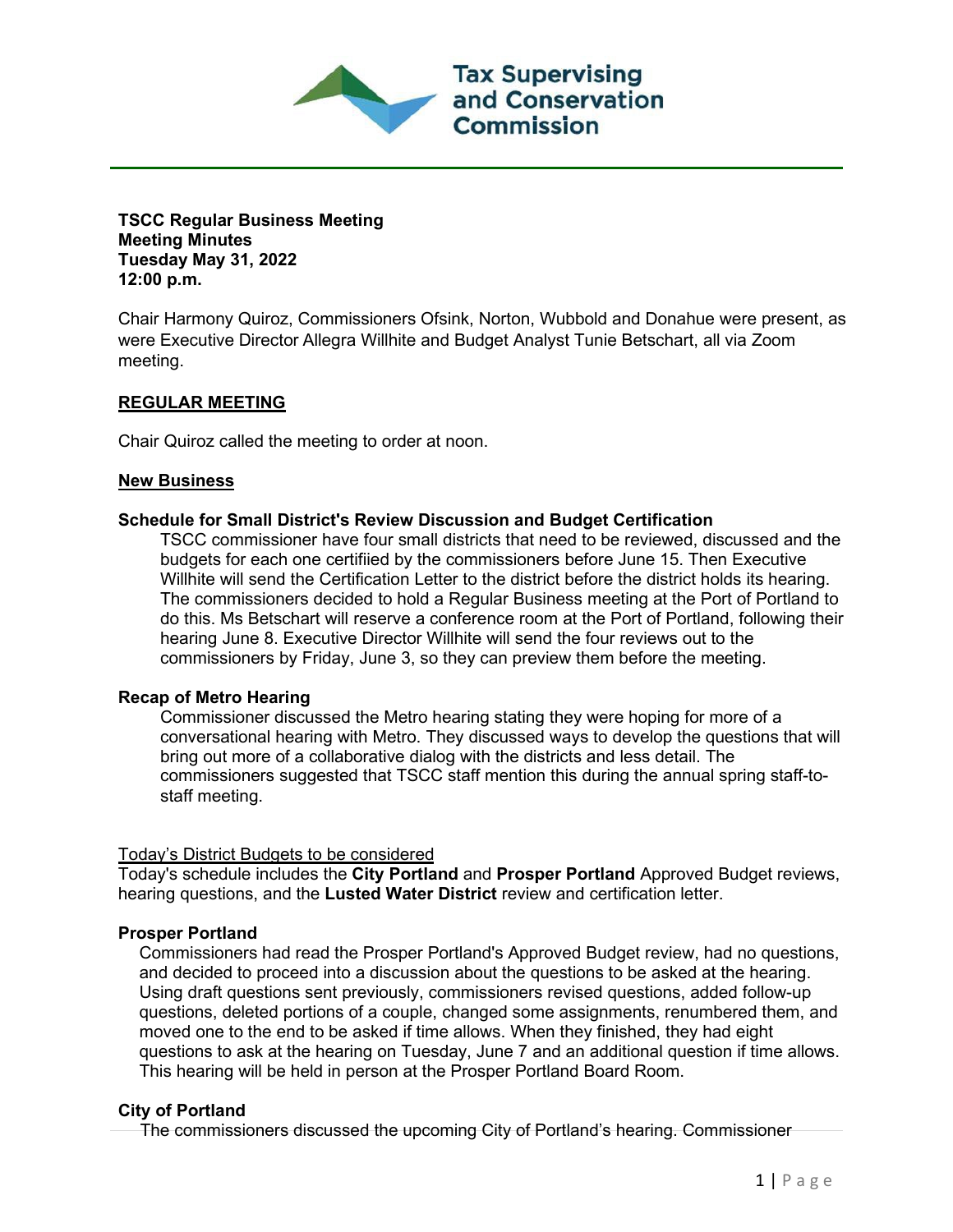Tax Supervising and Conservation Commission

**TSCC Regular Business Meeting**
**Meeting Minutes**
**Tuesday May 31, 2022**
**12:00 p.m.**

Chair Harmony Quiroz, Commissioners Ofsink, Norton, Wubbold and Donahue were present, as were Executive Director Allegra Willhite and Budget Analyst Tunie Betschart, all via Zoom meeting.

## REGULAR MEETING

Chair Quiroz called the meeting to order at noon.

### New Business

**Schedule for Small District's Review Discussion and Budget Certification**

TSCC commissioner have four small districts that need to be reviewed, discussed and the budgets for each one certifiied by the commissioners before June 15. Then Executive Willhite will send the Certification Letter to the district before the district holds its hearing. The commissioners decided to hold a Regular Business meeting at the Port of Portland to do this. Ms Betschart will reserve a conference room at the Port of Portland, following their hearing June 8. Executive Director Willhite will send the four reviews out to the commissioners by Friday, June 3, so they can preview them before the meeting.

**Recap of Metro Hearing**

Commissioner discussed the Metro hearing stating they were hoping for more of a conversational hearing with Metro. They discussed ways to develop the questions that will bring out more of a collaborative dialog with the districts and less detail. The commissioners suggested that TSCC staff mention this during the annual spring staff-to-staff meeting.

Today's District Budgets to be considered

Today's schedule includes the **City Portland** and **Prosper Portland** Approved Budget reviews, hearing questions, and the **Lusted Water District** review and certification letter.

**Prosper Portland**

Commissioners had read the Prosper Portland's Approved Budget review, had no questions, and decided to proceed into a discussion about the questions to be asked at the hearing. Using draft questions sent previously, commissioners revised questions, added follow-up questions, deleted portions of a couple, changed some assignments, renumbered them, and moved one to the end to be asked if time allows. When they finished, they had eight questions to ask at the hearing on Tuesday, June 7 and an additional question if time allows. This hearing will be held in person at the Prosper Portland Board Room.

**City of Portland**

The commissioners discussed the upcoming City of Portland's hearing. Commissioner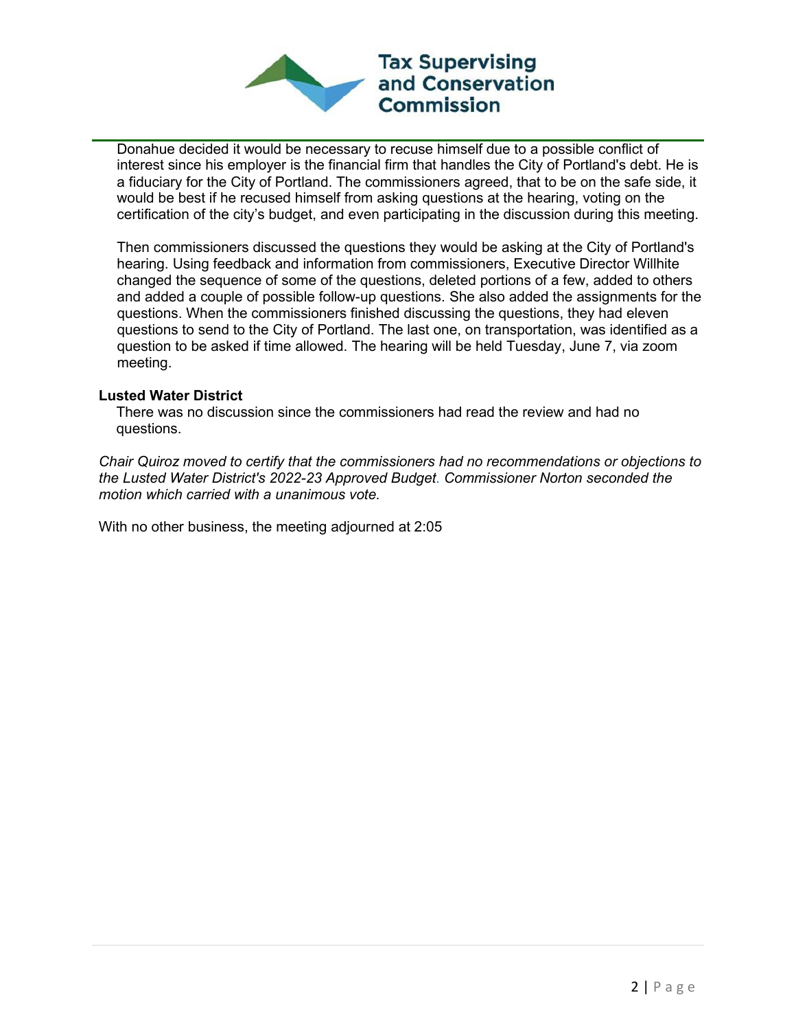Donahue decided it would be necessary to recuse himself due to a possible conflict of interest since his employer is the financial firm that handles the City of Portland's debt. He is a fiduciary for the City of Portland. The commissioners agreed, that to be on the safe side, it would be best if he recused himself from asking questions at the hearing, voting on the certification of the city's budget, and even participating in the discussion during this meeting.

Then commissioners discussed the questions they would be asking at the City of Portland's hearing. Using feedback and information from commissioners, Executive Director Willhite changed the sequence of some of the questions, deleted portions of a few, added to others and added a couple of possible follow-up questions. She also added the assignments for the questions. When the commissioners finished discussing the questions, they had eleven questions to send to the City of Portland. The last one, on transportation, was identified as a question to be asked if time allowed. The hearing will be held Tuesday, June 7, via zoom meeting.

**Lusted Water District**

There was no discussion since the commissioners had read the review and had no questions.

*Chair Quiroz moved to certify that the commissioners had no recommendations or objections to the Lusted Water District's 2022-23 Approved Budget. Commissioner Norton seconded the motion which carried with a unanimous vote.*

With no other business, the meeting adjourned at 2:05